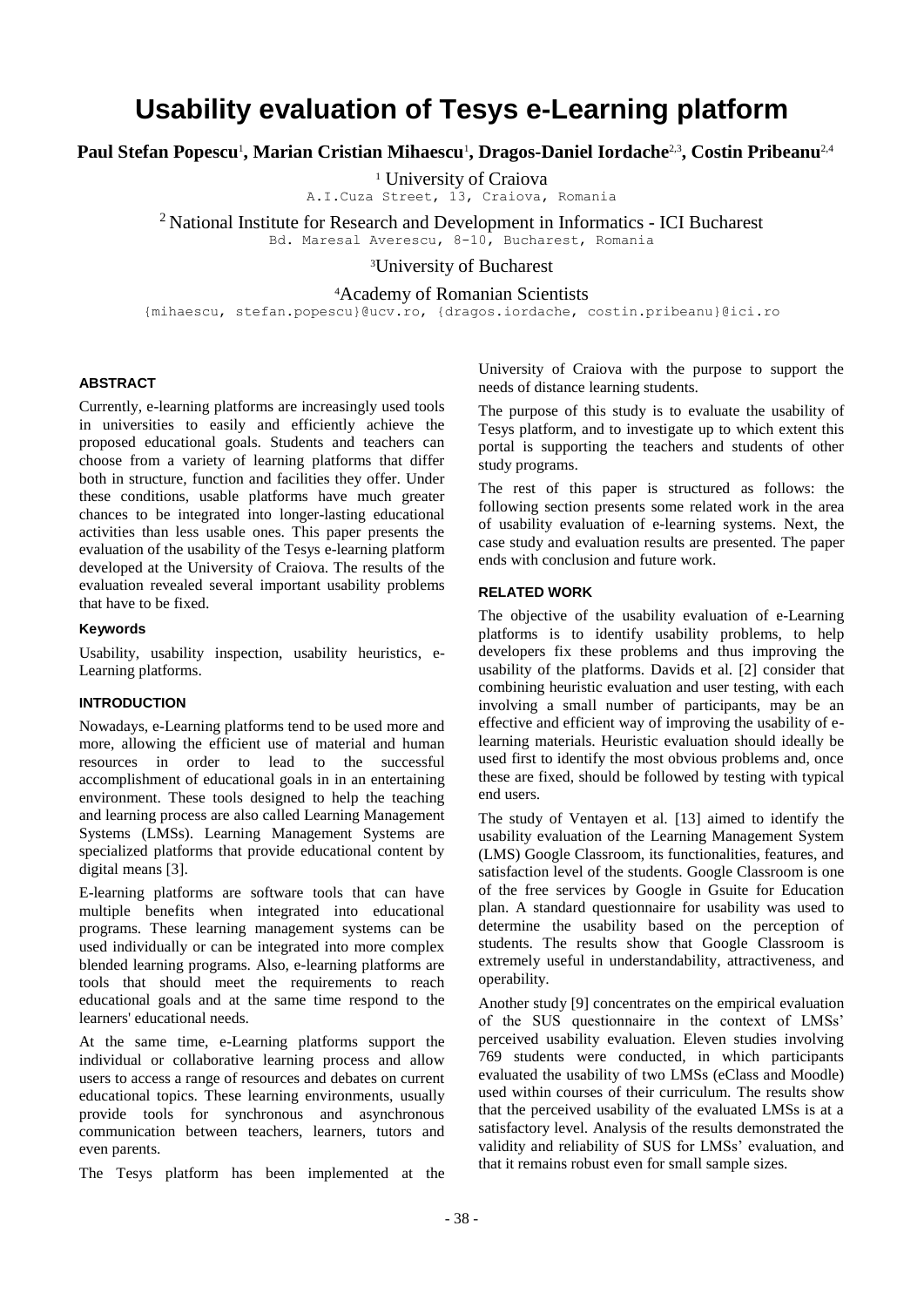# Usability evaluation of Tesys e-Learning platform

**Paul Stefan Popescu[1], Marian Cristian Mihaescu[1], Dragos-Daniel Iordache[2,3], Costin Pribeanu[2,4]**

[1] University of Craiova
A.I.Cuza Street, 13, Craiova, Romania

[2] National Institute for Research and Development in Informatics - ICI Bucharest
Bd. Maresal Averescu, 8-10, Bucharest, Romania

[3]University of Bucharest

[4]Academy of Romanian Scientists

{mihaescu, stefan.popescu}@ucv.ro, {dragos.iordache, costin.pribeanu}@ici.ro

## ABSTRACT

Currently, e-learning platforms are increasingly used tools in universities to easily and efficiently achieve the proposed educational goals. Students and teachers can choose from a variety of learning platforms that differ both in structure, function and facilities they offer. Under these conditions, usable platforms have much greater chances to be integrated into longer-lasting educational activities than less usable ones. This paper presents the evaluation of the usability of the Tesys e-learning platform developed at the University of Craiova. The results of the evaluation revealed several important usability problems that have to be fixed.

### Keywords

Usability, usability inspection, usability heuristics, e-Learning platforms.

## INTRODUCTION

Nowadays, e-Learning platforms tend to be used more and more, allowing the efficient use of material and human resources in order to lead to the successful accomplishment of educational goals in in an entertaining environment. These tools designed to help the teaching and learning process are also called Learning Management Systems (LMSs). Learning Management Systems are specialized platforms that provide educational content by digital means [3].

E-learning platforms are software tools that can have multiple benefits when integrated into educational programs. These learning management systems can be used individually or can be integrated into more complex blended learning programs. Also, e-learning platforms are tools that should meet the requirements to reach educational goals and at the same time respond to the learners' educational needs.

At the same time, e-Learning platforms support the individual or collaborative learning process and allow users to access a range of resources and debates on current educational topics. These learning environments, usually provide tools for synchronous and asynchronous communication between teachers, learners, tutors and even parents.

The Tesys platform has been implemented at the University of Craiova with the purpose to support the needs of distance learning students.

The purpose of this study is to evaluate the usability of Tesys platform, and to investigate up to which extent this portal is supporting the teachers and students of other study programs.

The rest of this paper is structured as follows: the following section presents some related work in the area of usability evaluation of e-learning systems. Next, the case study and evaluation results are presented. The paper ends with conclusion and future work.

## RELATED WORK

The objective of the usability evaluation of e-Learning platforms is to identify usability problems, to help developers fix these problems and thus improving the usability of the platforms. Davids et al. [2] consider that combining heuristic evaluation and user testing, with each involving a small number of participants, may be an effective and efficient way of improving the usability of e-learning materials. Heuristic evaluation should ideally be used first to identify the most obvious problems and, once these are fixed, should be followed by testing with typical end users.

The study of Ventayen et al. [13] aimed to identify the usability evaluation of the Learning Management System (LMS) Google Classroom, its functionalities, features, and satisfaction level of the students. Google Classroom is one of the free services by Google in Gsuite for Education plan. A standard questionnaire for usability was used to determine the usability based on the perception of students. The results show that Google Classroom is extremely useful in understandability, attractiveness, and operability.

Another study [9] concentrates on the empirical evaluation of the SUS questionnaire in the context of LMSs' perceived usability evaluation. Eleven studies involving 769 students were conducted, in which participants evaluated the usability of two LMSs (eClass and Moodle) used within courses of their curriculum. The results show that the perceived usability of the evaluated LMSs is at a satisfactory level. Analysis of the results demonstrated the validity and reliability of SUS for LMSs' evaluation, and that it remains robust even for small sample sizes.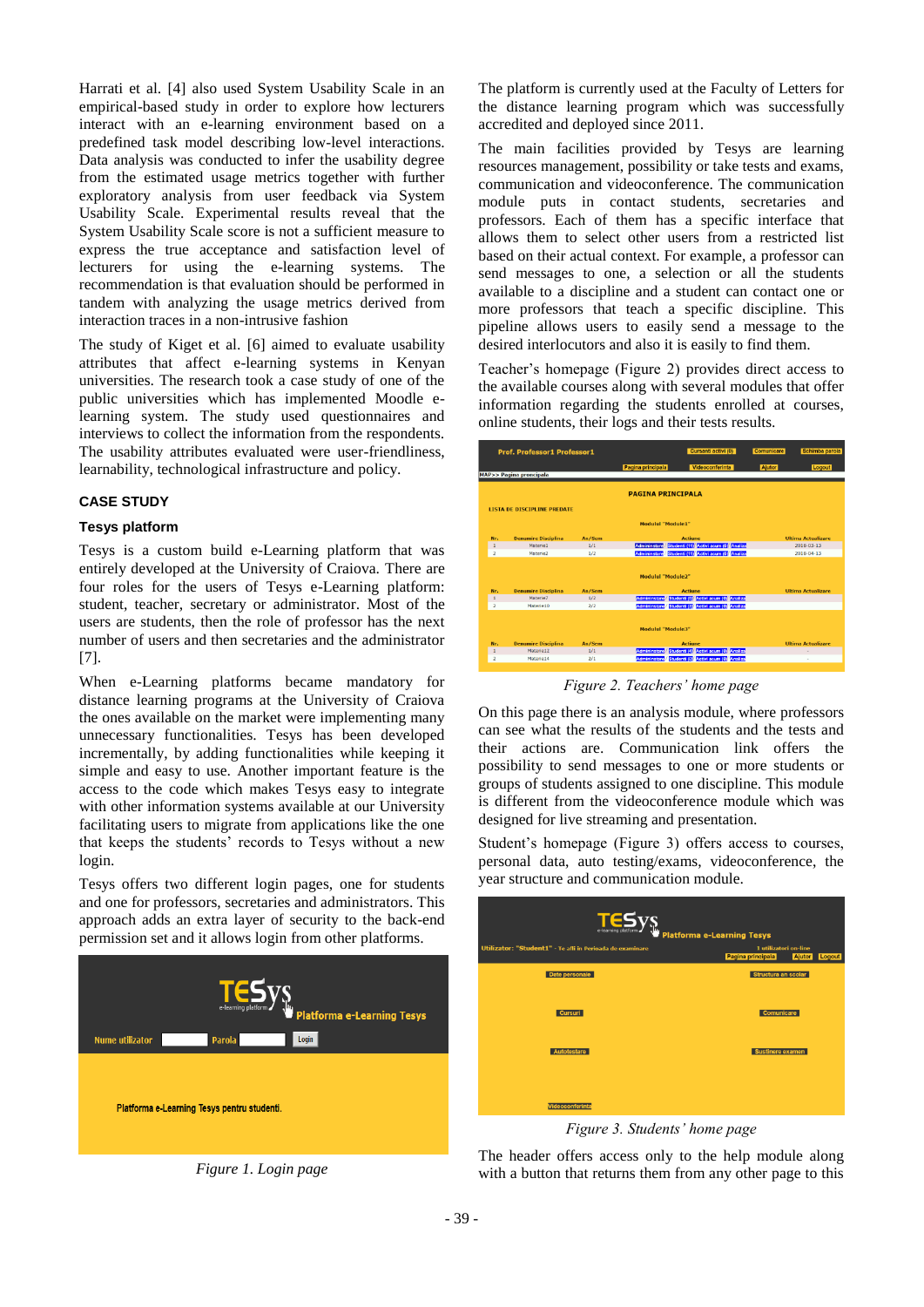Harrati et al. [4] also used System Usability Scale in an empirical-based study in order to explore how lecturers interact with an e-learning environment based on a predefined task model describing low-level interactions. Data analysis was conducted to infer the usability degree from the estimated usage metrics together with further exploratory analysis from user feedback via System Usability Scale. Experimental results reveal that the System Usability Scale score is not a sufficient measure to express the true acceptance and satisfaction level of lecturers for using the e-learning systems. The recommendation is that evaluation should be performed in tandem with analyzing the usage metrics derived from interaction traces in a non-intrusive fashion

The study of Kiget et al. [6] aimed to evaluate usability attributes that affect e-learning systems in Kenyan universities. The research took a case study of one of the public universities which has implemented Moodle e-learning system. The study used questionnaires and interviews to collect the information from the respondents. The usability attributes evaluated were user-friendliness, learnability, technological infrastructure and policy.

## CASE STUDY

### Tesys platform

Tesys is a custom build e-Learning platform that was entirely developed at the University of Craiova. There are four roles for the users of Tesys e-Learning platform: student, teacher, secretary or administrator. Most of the users are students, then the role of professor has the next number of users and then secretaries and the administrator [7].

When e-Learning platforms became mandatory for distance learning programs at the University of Craiova the ones available on the market were implementing many unnecessary functionalities. Tesys has been developed incrementally, by adding functionalities while keeping it simple and easy to use. Another important feature is the access to the code which makes Tesys easy to integrate with other information systems available at our University facilitating users to migrate from applications like the one that keeps the students' records to Tesys without a new login.

Tesys offers two different login pages, one for students and one for professors, secretaries and administrators. This approach adds an extra layer of security to the back-end permission set and it allows login from other platforms.

*Figure 1. Login page*

The platform is currently used at the Faculty of Letters for the distance learning program which was successfully accredited and deployed since 2011.

The main facilities provided by Tesys are learning resources management, possibility or take tests and exams, communication and videoconference. The communication module puts in contact students, secretaries and professors. Each of them has a specific interface that allows them to select other users from a restricted list based on their actual context. For example, a professor can send messages to one, a selection or all the students available to a discipline and a student can contact one or more professors that teach a specific discipline. This pipeline allows users to easily send a message to the desired interlocutors and also it is easily to find them.

Teacher's homepage (Figure 2) provides direct access to the available courses along with several modules that offer information regarding the students enrolled at courses, online students, their logs and their tests results.

*Figure 2. Teachers' home page*

On this page there is an analysis module, where professors can see what the results of the students and the tests and their actions are. Communication link offers the possibility to send messages to one or more students or groups of students assigned to one discipline. This module is different from the videoconference module which was designed for live streaming and presentation.

Student's homepage (Figure 3) offers access to courses, personal data, auto testing/exams, videoconference, the year structure and communication module.

*Figure 3. Students' home page*

The header offers access only to the help module along with a button that returns them from any other page to this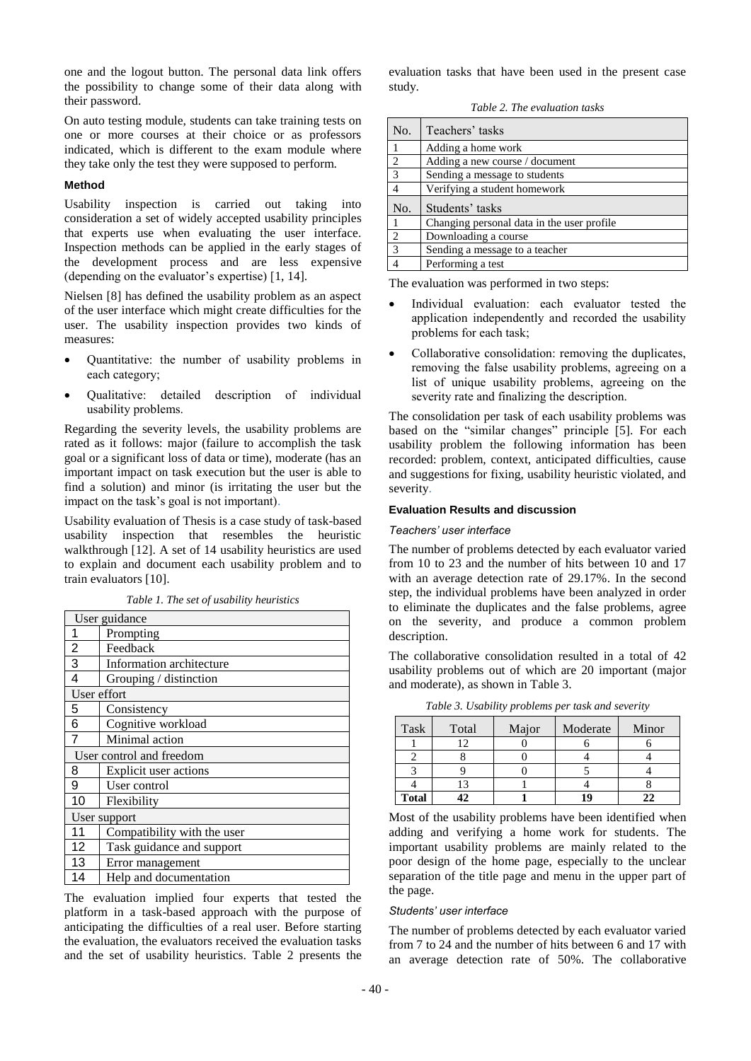one and the logout button. The personal data link offers the possibility to change some of their data along with their password.

On auto testing module, students can take training tests on one or more courses at their choice or as professors indicated, which is different to the exam module where they take only the test they were supposed to perform.

### Method

Usability inspection is carried out taking into consideration a set of widely accepted usability principles that experts use when evaluating the user interface. Inspection methods can be applied in the early stages of the development process and are less expensive (depending on the evaluator's expertise) [1, 14].

Nielsen [8] has defined the usability problem as an aspect of the user interface which might create difficulties for the user. The usability inspection provides two kinds of measures:

- Quantitative: the number of usability problems in each category;
- Qualitative: detailed description of individual usability problems.

Regarding the severity levels, the usability problems are rated as it follows: major (failure to accomplish the task goal or a significant loss of data or time), moderate (has an important impact on task execution but the user is able to find a solution) and minor (is irritating the user but the impact on the task's goal is not important).

Usability evaluation of Thesis is a case study of task-based usability inspection that resembles the heuristic walkthrough [12]. A set of 14 usability heuristics are used to explain and document each usability problem and to train evaluators [10].

*Table 1. The set of usability heuristics*

| User guidance | |
|---|---|
| 1 | Prompting |
| 2 | Feedback |
| 3 | Information architecture |
| 4 | Grouping / distinction |
| **User effort** | |
| 5 | Consistency |
| 6 | Cognitive workload |
| 7 | Minimal action |
| **User control and freedom** | |
| 8 | Explicit user actions |
| 9 | User control |
| 10 | Flexibility |
| **User support** | |
| 11 | Compatibility with the user |
| 12 | Task guidance and support |
| 13 | Error management |
| 14 | Help and documentation |

The evaluation implied four experts that tested the platform in a task-based approach with the purpose of anticipating the difficulties of a real user. Before starting the evaluation, the evaluators received the evaluation tasks and the set of usability heuristics. Table 2 presents the evaluation tasks that have been used in the present case study.

*Table 2. The evaluation tasks*

| No. | Teachers' tasks |
|---|---|
| 1 | Adding a home work |
| 2 | Adding a new course / document |
| 3 | Sending a message to students |
| 4 | Verifying a student homework |
| **No.** | **Students' tasks** |
| 1 | Changing personal data in the user profile |
| 2 | Downloading a course |
| 3 | Sending a message to a teacher |
| 4 | Performing a test |

The evaluation was performed in two steps:

- Individual evaluation: each evaluator tested the application independently and recorded the usability problems for each task;
- Collaborative consolidation: removing the duplicates, removing the false usability problems, agreeing on a list of unique usability problems, agreeing on the severity rate and finalizing the description.

The consolidation per task of each usability problems was based on the "similar changes" principle [5]. For each usability problem the following information has been recorded: problem, context, anticipated difficulties, cause and suggestions for fixing, usability heuristic violated, and severity.

### Evaluation Results and discussion

#### *Teachers' user interface*

The number of problems detected by each evaluator varied from 10 to 23 and the number of hits between 10 and 17 with an average detection rate of 29.17%. In the second step, the individual problems have been analyzed in order to eliminate the duplicates and the false problems, agree on the severity, and produce a common problem description.

The collaborative consolidation resulted in a total of 42 usability problems out of which are 20 important (major and moderate), as shown in Table 3.

*Table 3. Usability problems per task and severity*

| Task | Total | Major | Moderate | Minor |
|---|---|---|---|---|
| 1 | 12 | 0 | 6 | 6 |
| 2 | 8 | 0 | 4 | 4 |
| 3 | 9 | 0 | 5 | 4 |
| 4 | 13 | 1 | 4 | 8 |
| **Total** | **42** | **1** | **19** | **22** |

Most of the usability problems have been identified when adding and verifying a home work for students. The important usability problems are mainly related to the poor design of the home page, especially to the unclear separation of the title page and menu in the upper part of the page.

#### *Students' user interface*

The number of problems detected by each evaluator varied from 7 to 24 and the number of hits between 6 and 17 with an average detection rate of 50%. The collaborative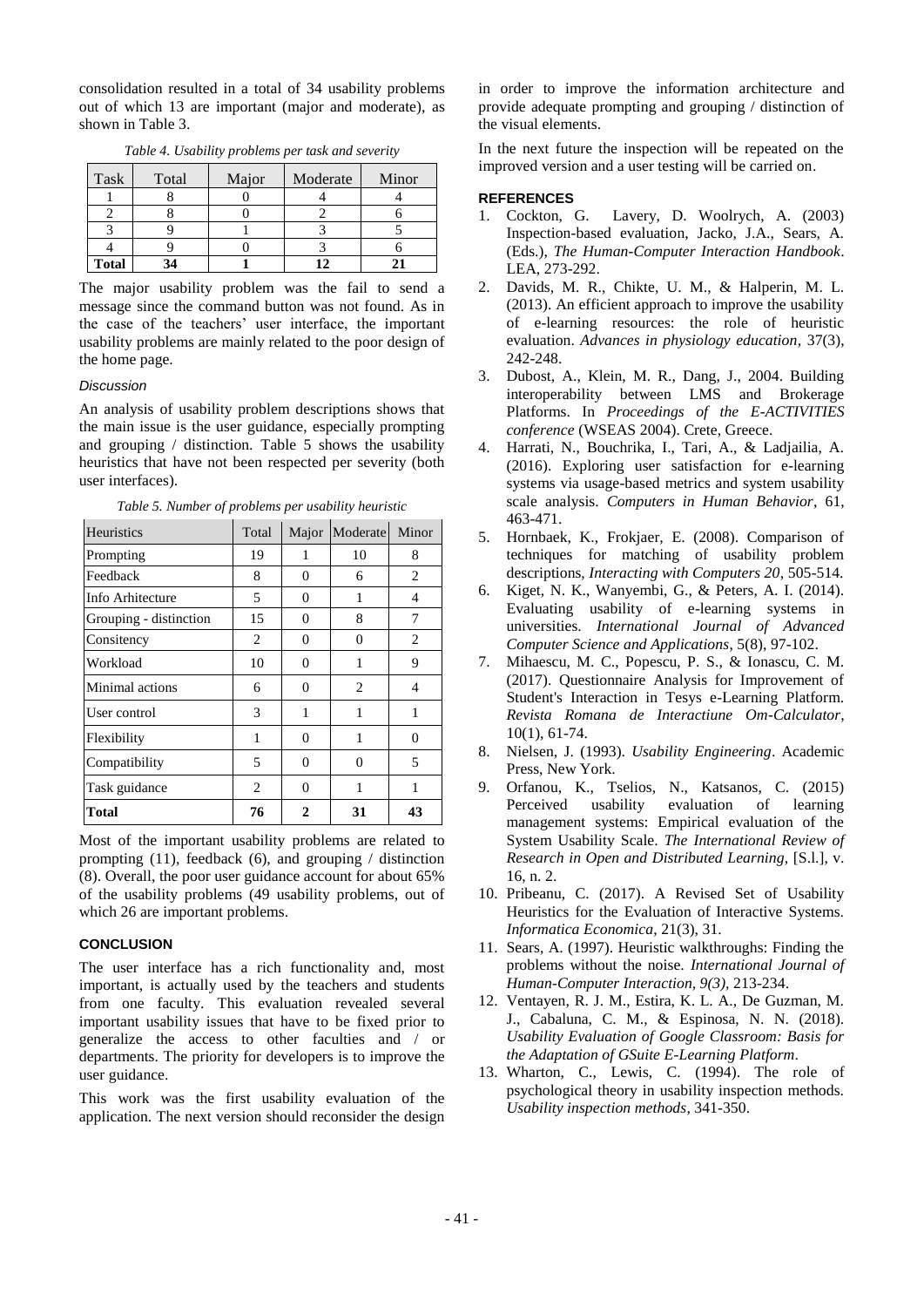consolidation resulted in a total of 34 usability problems out of which 13 are important (major and moderate), as shown in Table 3.

*Table 4. Usability problems per task and severity*

| Task | Total | Major | Moderate | Minor |
|---|---|---|---|---|
| 1 | 8 | 0 | 4 | 4 |
| 2 | 8 | 0 | 2 | 6 |
| 3 | 9 | 1 | 3 | 5 |
| 4 | 9 | 0 | 3 | 6 |
| **Total** | **34** | **1** | **12** | **21** |

The major usability problem was the fail to send a message since the command button was not found. As in the case of the teachers' user interface, the important usability problems are mainly related to the poor design of the home page.

### *Discussion*

An analysis of usability problem descriptions shows that the main issue is the user guidance, especially prompting and grouping / distinction. Table 5 shows the usability heuristics that have not been respected per severity (both user interfaces).

*Table 5. Number of problems per usability heuristic*

| Heuristics | Total | Major | Moderate | Minor |
|---|---|---|---|---|
| Prompting | 19 | 1 | 10 | 8 |
| Feedback | 8 | 0 | 6 | 2 |
| Info Arhitecture | 5 | 0 | 1 | 4 |
| Grouping - distinction | 15 | 0 | 8 | 7 |
| Consitency | 2 | 0 | 0 | 2 |
| Workload | 10 | 0 | 1 | 9 |
| Minimal actions | 6 | 0 | 2 | 4 |
| User control | 3 | 1 | 1 | 1 |
| Flexibility | 1 | 0 | 1 | 0 |
| Compatibility | 5 | 0 | 0 | 5 |
| Task guidance | 2 | 0 | 1 | 1 |
| **Total** | **76** | **2** | **31** | **43** |

Most of the important usability problems are related to prompting (11), feedback (6), and grouping / distinction (8). Overall, the poor user guidance account for about 65% of the usability problems (49 usability problems, out of which 26 are important problems.

## CONCLUSION

The user interface has a rich functionality and, most important, is actually used by the teachers and students from one faculty. This evaluation revealed several important usability issues that have to be fixed prior to generalize the access to other faculties and / or departments. The priority for developers is to improve the user guidance.

This work was the first usability evaluation of the application. The next version should reconsider the design in order to improve the information architecture and provide adequate prompting and grouping / distinction of the visual elements.

In the next future the inspection will be repeated on the improved version and a user testing will be carried on.

## REFERENCES

1. Cockton, G. Lavery, D. Woolrych, A. (2003) Inspection-based evaluation, Jacko, J.A., Sears, A. (Eds.), *The Human-Computer Interaction Handbook*. LEA, 273-292.
2. Davids, M. R., Chikte, U. M., & Halperin, M. L. (2013). An efficient approach to improve the usability of e-learning resources: the role of heuristic evaluation. *Advances in physiology education*, 37(3), 242-248.
3. Dubost, A., Klein, M. R., Dang, J., 2004. Building interoperability between LMS and Brokerage Platforms. In *Proceedings of the E-ACTIVITIES conference* (WSEAS 2004). Crete, Greece.
4. Harrati, N., Bouchrika, I., Tari, A., & Ladjailia, A. (2016). Exploring user satisfaction for e-learning systems via usage-based metrics and system usability scale analysis. *Computers in Human Behavior*, 61, 463-471.
5. Hornbaek, K., Frokjaer, E. (2008). Comparison of techniques for matching of usability problem descriptions, *Interacting with Computers 20*, 505-514.
6. Kiget, N. K., Wanyembi, G., & Peters, A. I. (2014). Evaluating usability of e-learning systems in universities. *International Journal of Advanced Computer Science and Applications*, 5(8), 97-102.
7. Mihaescu, M. C., Popescu, P. S., & Ionascu, C. M. (2017). Questionnaire Analysis for Improvement of Student's Interaction in Tesys e-Learning Platform. *Revista Romana de Interactiune Om-Calculator*, 10(1), 61-74.
8. Nielsen, J. (1993). *Usability Engineering*. Academic Press, New York.
9. Orfanou, K., Tselios, N., Katsanos, C. (2015) Perceived usability evaluation of learning management systems: Empirical evaluation of the System Usability Scale. *The International Review of Research in Open and Distributed Learning*, [S.l.], v. 16, n. 2.
10. Pribeanu, C. (2017). A Revised Set of Usability Heuristics for the Evaluation of Interactive Systems. *Informatica Economica*, 21(3), 31.
11. Sears, A. (1997). Heuristic walkthroughs: Finding the problems without the noise. *International Journal of Human-Computer Interaction, 9(3)*, 213-234.
12. Ventayen, R. J. M., Estira, K. L. A., De Guzman, M. J., Cabaluna, C. M., & Espinosa, N. N. (2018). *Usability Evaluation of Google Classroom: Basis for the Adaptation of GSuite E-Learning Platform*.
13. Wharton, C., Lewis, C. (1994). The role of psychological theory in usability inspection methods. *Usability inspection methods*, 341-350.